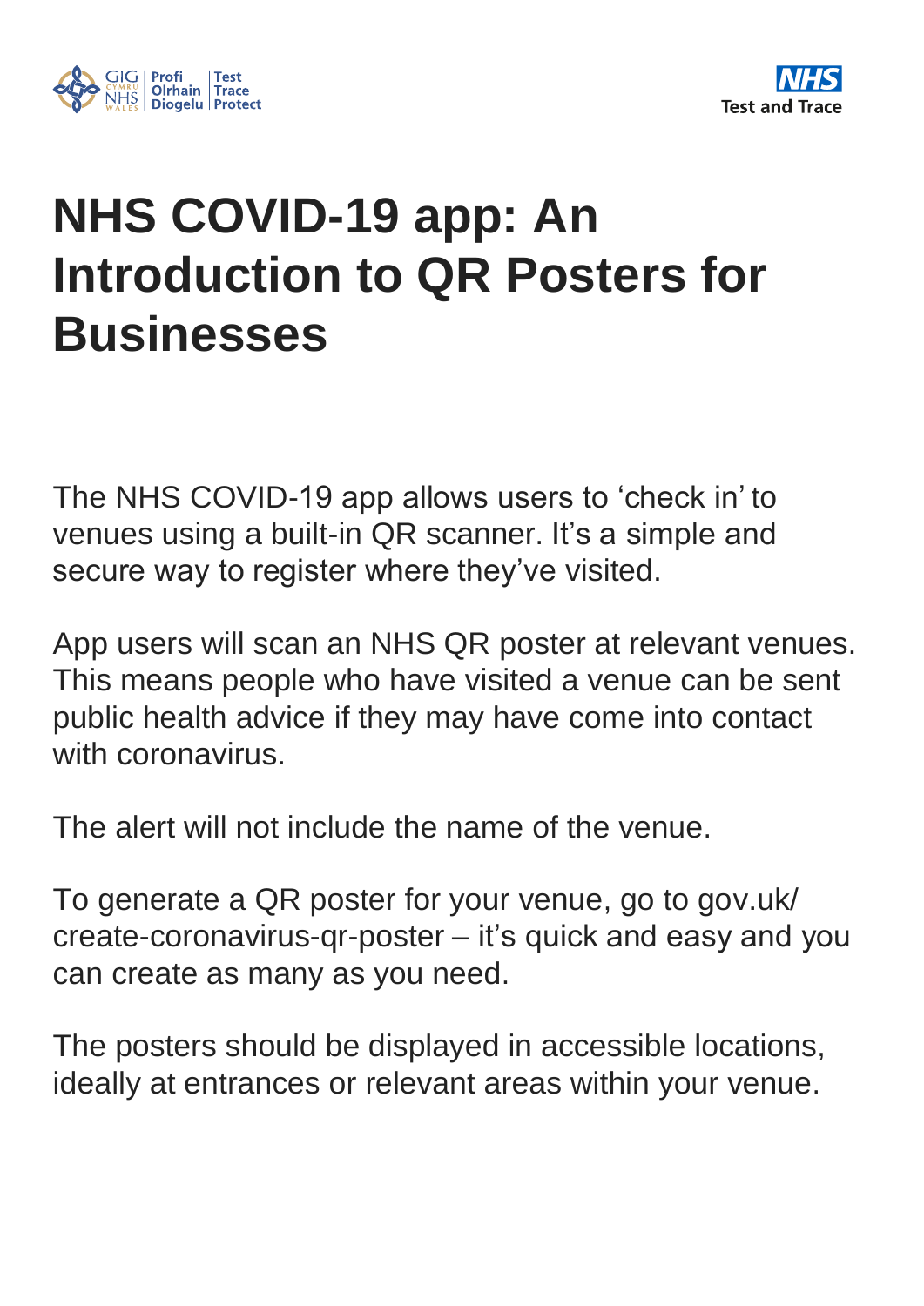GIG CYMRU NHS WALES | Profi Olrhain Diogelu | Test Trace Protect

NHS Test and Trace

# NHS COVID-19 app: An Introduction to QR Posters for Businesses

The NHS COVID-19 app allows users to 'check in' to venues using a built-in QR scanner. It's a simple and secure way to register where they've visited.

App users will scan an NHS QR poster at relevant venues. This means people who have visited a venue can be sent public health advice if they may have come into contact with coronavirus.

The alert will not include the name of the venue.

To generate a QR poster for your venue, go to gov.uk/create-coronavirus-qr-poster – it's quick and easy and you can create as many as you need.

The posters should be displayed in accessible locations, ideally at entrances or relevant areas within your venue.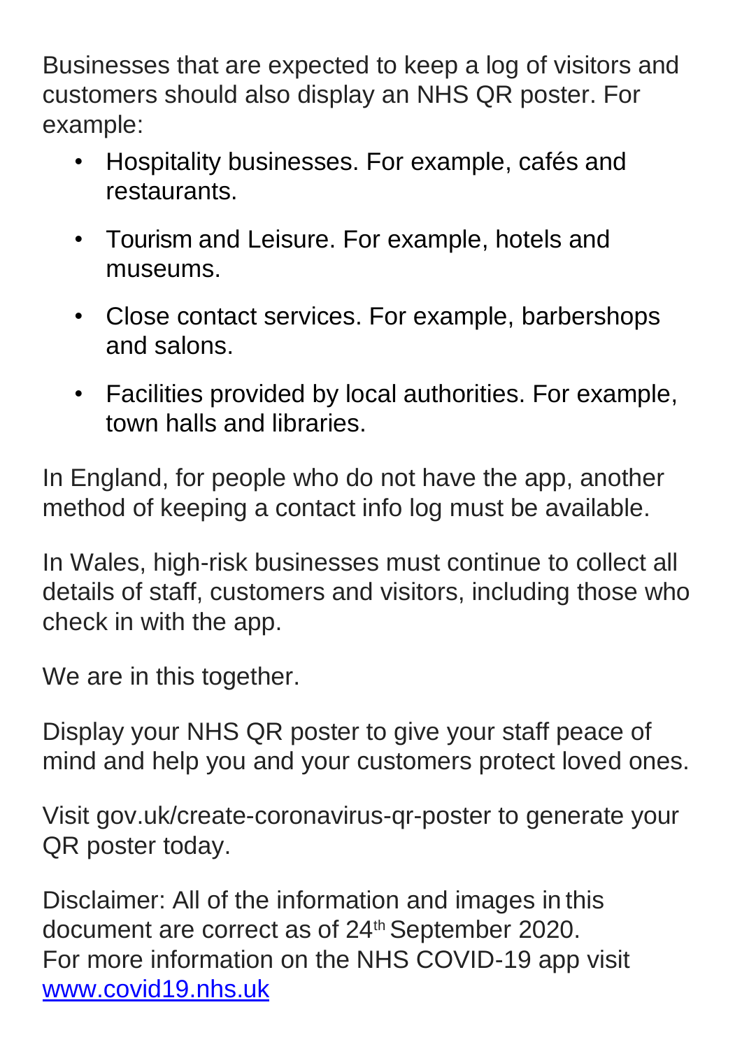Businesses that are expected to keep a log of visitors and customers should also display an NHS QR poster. For example:

- Hospitality businesses. For example, cafés and restaurants.
- Tourism and Leisure. For example, hotels and museums.
- Close contact services. For example, barbershops and salons.
- Facilities provided by local authorities. For example, town halls and libraries.

In England, for people who do not have the app, another method of keeping a contact info log must be available.

In Wales, high-risk businesses must continue to collect all details of staff, customers and visitors, including those who check in with the app.

We are in this together.

Display your NHS QR poster to give your staff peace of mind and help you and your customers protect loved ones.

Visit gov.uk/create-coronavirus-qr-poster to generate your QR poster today.

Disclaimer: All of the information and images in this document are correct as of 24th September 2020.
For more information on the NHS COVID-19 app visit [www.covid19.nhs.uk](www.covid19.nhs.uk)